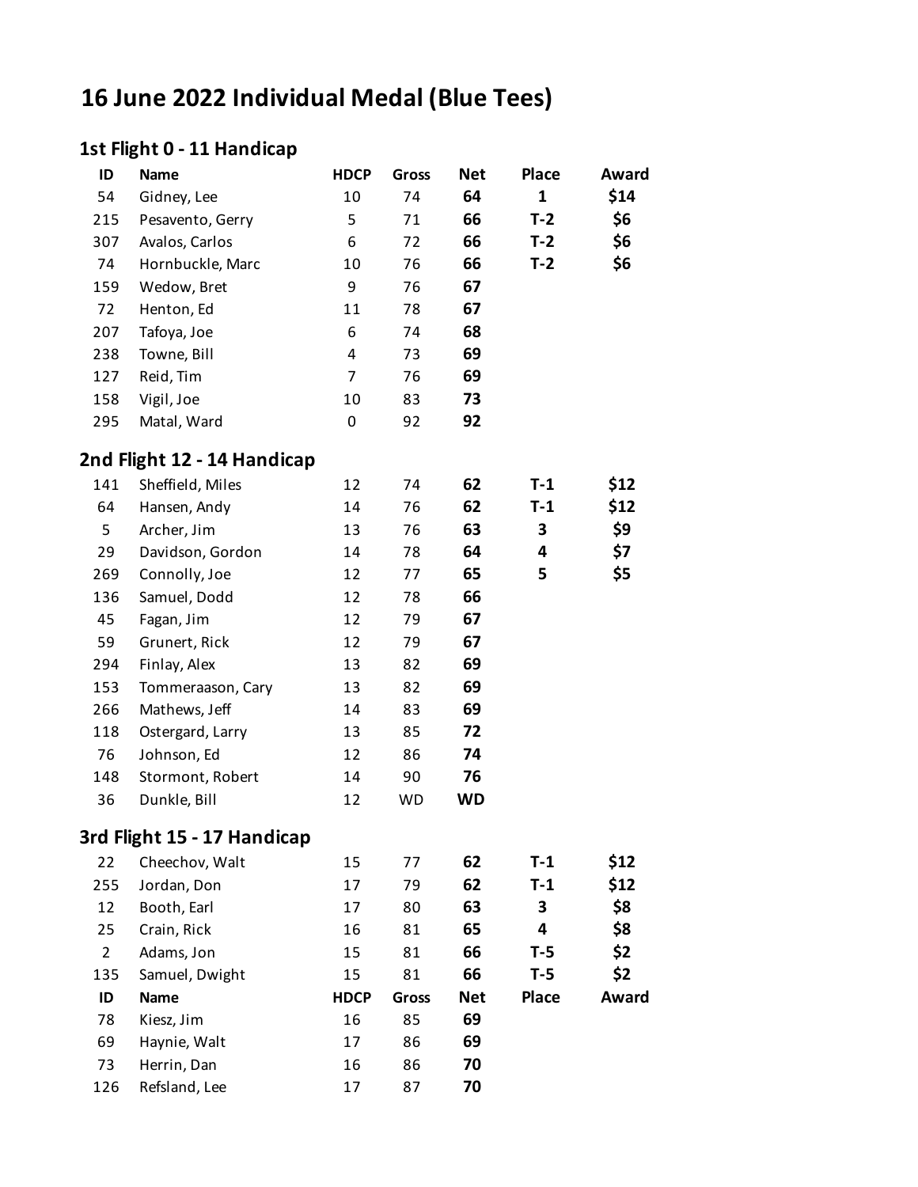# 16 June 2022 Individual Medal (Blue Tees)

## 1st Flight 0 - 11 Handicap

| ID | Name | HDCP | Gross | Net | Place | Award |
|---|---|---|---|---|---|---|
| 54 | Gidney, Lee | 10 | 74 | **64** | **1** | **$14** |
| 215 | Pesavento, Gerry | 5 | 71 | **66** | **T-2** | **$6** |
| 307 | Avalos, Carlos | 6 | 72 | **66** | **T-2** | **$6** |
| 74 | Hornbuckle, Marc | 10 | 76 | **66** | **T-2** | **$6** |
| 159 | Wedow, Bret | 9 | 76 | **67** | | |
| 72 | Henton, Ed | 11 | 78 | **67** | | |
| 207 | Tafoya, Joe | 6 | 74 | **68** | | |
| 238 | Towne, Bill | 4 | 73 | **69** | | |
| 127 | Reid, Tim | 7 | 76 | **69** | | |
| 158 | Vigil, Joe | 10 | 83 | **73** | | |
| 295 | Matal, Ward | 0 | 92 | **92** | | |

## 2nd Flight 12 - 14 Handicap

| ID | Name | HDCP | Gross | Net | Place | Award |
|---|---|---|---|---|---|---|
| 141 | Sheffield, Miles | 12 | 74 | **62** | **T-1** | **$12** |
| 64 | Hansen, Andy | 14 | 76 | **62** | **T-1** | **$12** |
| 5 | Archer, Jim | 13 | 76 | **63** | **3** | **$9** |
| 29 | Davidson, Gordon | 14 | 78 | **64** | **4** | **$7** |
| 269 | Connolly, Joe | 12 | 77 | **65** | **5** | **$5** |
| 136 | Samuel, Dodd | 12 | 78 | **66** | | |
| 45 | Fagan, Jim | 12 | 79 | **67** | | |
| 59 | Grunert, Rick | 12 | 79 | **67** | | |
| 294 | Finlay, Alex | 13 | 82 | **69** | | |
| 153 | Tommeraason, Cary | 13 | 82 | **69** | | |
| 266 | Mathews, Jeff | 14 | 83 | **69** | | |
| 118 | Ostergard, Larry | 13 | 85 | **72** | | |
| 76 | Johnson, Ed | 12 | 86 | **74** | | |
| 148 | Stormont, Robert | 14 | 90 | **76** | | |
| 36 | Dunkle, Bill | 12 | WD | **WD** | | |

## 3rd Flight 15 - 17 Handicap

| ID | Name | HDCP | Gross | Net | Place | Award |
|---|---|---|---|---|---|---|
| 22 | Cheechov, Walt | 15 | 77 | **62** | **T-1** | **$12** |
| 255 | Jordan, Don | 17 | 79 | **62** | **T-1** | **$12** |
| 12 | Booth, Earl | 17 | 80 | **63** | **3** | **$8** |
| 25 | Crain, Rick | 16 | 81 | **65** | **4** | **$8** |
| 2 | Adams, Jon | 15 | 81 | **66** | **T-5** | **$2** |
| 135 | Samuel, Dwight | 15 | 81 | **66** | **T-5** | **$2** |
| 78 | Kiesz, Jim | 16 | 85 | **69** | | |
| 69 | Haynie, Walt | 17 | 86 | **69** | | |
| 73 | Herrin, Dan | 16 | 86 | **70** | | |
| 126 | Refsland, Lee | 17 | 87 | **70** | | |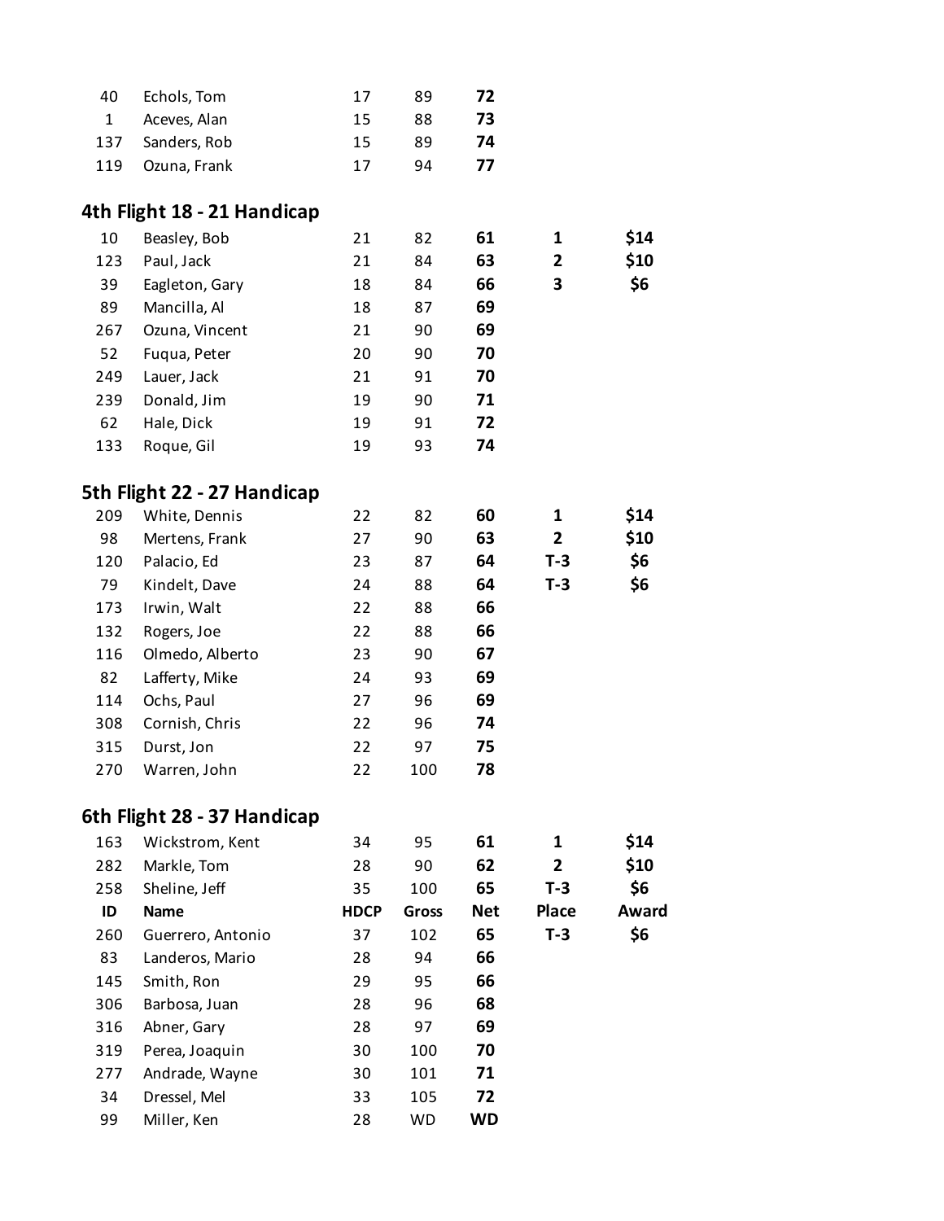| ID | Name | HDCP | Gross | Net | Place | Award |
|---|---|---|---|---|---|---|
| 40 | Echols, Tom | 17 | 89 | **72** | | |
| 1 | Aceves, Alan | 15 | 88 | **73** | | |
| 137 | Sanders, Rob | 15 | 89 | **74** | | |
| 119 | Ozuna, Frank | 17 | 94 | **77** | | |

## 4th Flight 18 - 21 Handicap

| ID | Name | HDCP | Gross | Net | Place | Award |
|---|---|---|---|---|---|---|
| 10 | Beasley, Bob | 21 | 82 | **61** | **1** | **$14** |
| 123 | Paul, Jack | 21 | 84 | **63** | **2** | **$10** |
| 39 | Eagleton, Gary | 18 | 84 | **66** | **3** | **$6** |
| 89 | Mancilla, Al | 18 | 87 | **69** | | |
| 267 | Ozuna, Vincent | 21 | 90 | **69** | | |
| 52 | Fuqua, Peter | 20 | 90 | **70** | | |
| 249 | Lauer, Jack | 21 | 91 | **70** | | |
| 239 | Donald, Jim | 19 | 90 | **71** | | |
| 62 | Hale, Dick | 19 | 91 | **72** | | |
| 133 | Roque, Gil | 19 | 93 | **74** | | |

## 5th Flight 22 - 27 Handicap

| ID | Name | HDCP | Gross | Net | Place | Award |
|---|---|---|---|---|---|---|
| 209 | White, Dennis | 22 | 82 | **60** | **1** | **$14** |
| 98 | Mertens, Frank | 27 | 90 | **63** | **2** | **$10** |
| 120 | Palacio, Ed | 23 | 87 | **64** | **T-3** | **$6** |
| 79 | Kindelt, Dave | 24 | 88 | **64** | **T-3** | **$6** |
| 173 | Irwin, Walt | 22 | 88 | **66** | | |
| 132 | Rogers, Joe | 22 | 88 | **66** | | |
| 116 | Olmedo, Alberto | 23 | 90 | **67** | | |
| 82 | Lafferty, Mike | 24 | 93 | **69** | | |
| 114 | Ochs, Paul | 27 | 96 | **69** | | |
| 308 | Cornish, Chris | 22 | 96 | **74** | | |
| 315 | Durst, Jon | 22 | 97 | **75** | | |
| 270 | Warren, John | 22 | 100 | **78** | | |

## 6th Flight 28 - 37 Handicap

| ID | Name | HDCP | Gross | Net | Place | Award |
|---|---|---|---|---|---|---|
| 163 | Wickstrom, Kent | 34 | 95 | **61** | **1** | **$14** |
| 282 | Markle, Tom | 28 | 90 | **62** | **2** | **$10** |
| 258 | Sheline, Jeff | 35 | 100 | **65** | **T-3** | **$6** |
| 260 | Guerrero, Antonio | 37 | 102 | **65** | **T-3** | **$6** |
| 83 | Landeros, Mario | 28 | 94 | **66** | | |
| 145 | Smith, Ron | 29 | 95 | **66** | | |
| 306 | Barbosa, Juan | 28 | 96 | **68** | | |
| 316 | Abner, Gary | 28 | 97 | **69** | | |
| 319 | Perea, Joaquin | 30 | 100 | **70** | | |
| 277 | Andrade, Wayne | 30 | 101 | **71** | | |
| 34 | Dressel, Mel | 33 | 105 | **72** | | |
| 99 | Miller, Ken | 28 | WD | **WD** | | |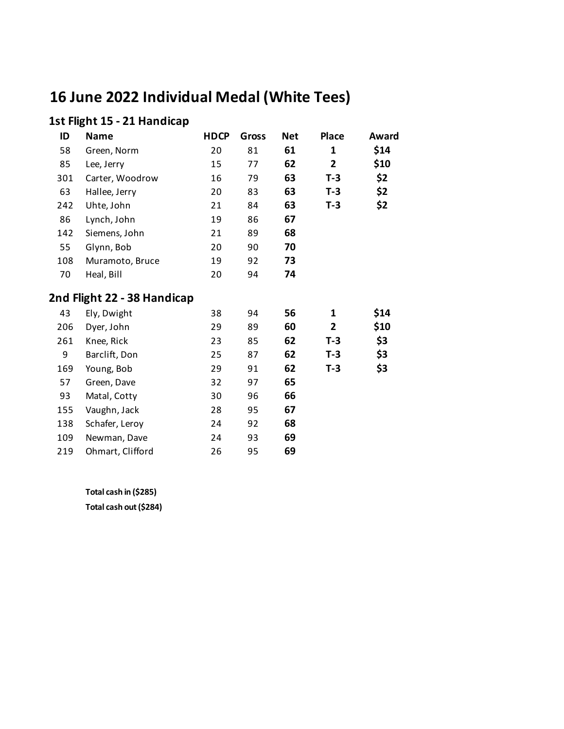# 16 June 2022 Individual Medal (White Tees)

## 1st Flight 15 - 21 Handicap

| ID | Name | HDCP | Gross | Net | Place | Award |
|---|---|---|---|---|---|---|
| 58 | Green, Norm | 20 | 81 | **61** | **1** | **$14** |
| 85 | Lee, Jerry | 15 | 77 | **62** | **2** | **$10** |
| 301 | Carter, Woodrow | 16 | 79 | **63** | **T-3** | **$2** |
| 63 | Hallee, Jerry | 20 | 83 | **63** | **T-3** | **$2** |
| 242 | Uhte, John | 21 | 84 | **63** | **T-3** | **$2** |
| 86 | Lynch, John | 19 | 86 | **67** | | |
| 142 | Siemens, John | 21 | 89 | **68** | | |
| 55 | Glynn, Bob | 20 | 90 | **70** | | |
| 108 | Muramoto, Bruce | 19 | 92 | **73** | | |
| 70 | Heal, Bill | 20 | 94 | **74** | | |

## 2nd Flight 22 - 38 Handicap

| ID | Name | HDCP | Gross | Net | Place | Award |
|---|---|---|---|---|---|---|
| 43 | Ely, Dwight | 38 | 94 | **56** | **1** | **$14** |
| 206 | Dyer, John | 29 | 89 | **60** | **2** | **$10** |
| 261 | Knee, Rick | 23 | 85 | **62** | **T-3** | **$3** |
| 9 | Barclift, Don | 25 | 87 | **62** | **T-3** | **$3** |
| 169 | Young, Bob | 29 | 91 | **62** | **T-3** | **$3** |
| 57 | Green, Dave | 32 | 97 | **65** | | |
| 93 | Matal, Cotty | 30 | 96 | **66** | | |
| 155 | Vaughn, Jack | 28 | 95 | **67** | | |
| 138 | Schafer, Leroy | 24 | 92 | **68** | | |
| 109 | Newman, Dave | 24 | 93 | **69** | | |
| 219 | Ohmart, Clifford | 26 | 95 | **69** | | |

**Total cash in ($285)**

**Total cash out ($284)**